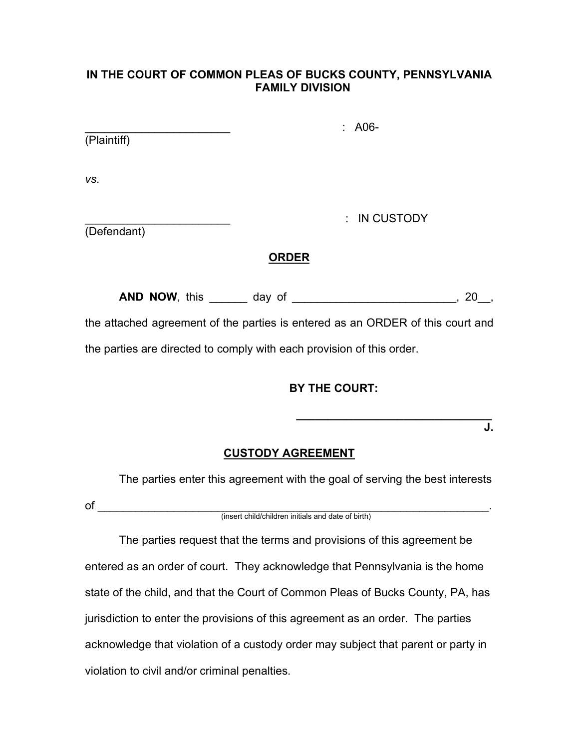**IN THE COURT OF COMMON PLEAS OF BUCKS COUNTY, PENNSYLVANIA**
**FAMILY DIVISION**

_______________________ : A06-
(Plaintiff)

*vs*.

_______________________ : IN CUSTODY
(Defendant)

**ORDER**

**AND NOW**, this ______ day of _________________________, 20__, the attached agreement of the parties is entered as an ORDER of this court and the parties are directed to comply with each provision of this order.

**BY THE COURT:**

**_______________________________**
**J.**

**CUSTODY AGREEMENT**

The parties enter this agreement with the goal of serving the best interests of ______________________________________________________________.
(insert child/children initials and date of birth)

The parties request that the terms and provisions of this agreement be entered as an order of court. They acknowledge that Pennsylvania is the home state of the child, and that the Court of Common Pleas of Bucks County, PA, has jurisdiction to enter the provisions of this agreement as an order. The parties acknowledge that violation of a custody order may subject that parent or party in violation to civil and/or criminal penalties.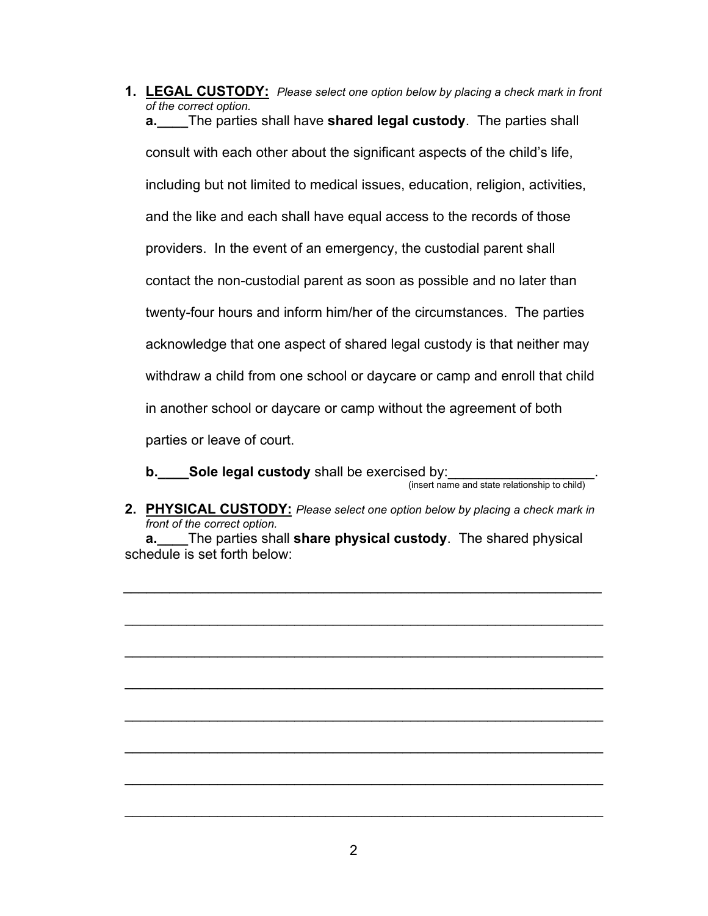1. **LEGAL CUSTODY:** *Please select one option below by placing a check mark in front of the correct option.*

   **a.____**The parties shall have **shared legal custody**. The parties shall consult with each other about the significant aspects of the child's life, including but not limited to medical issues, education, religion, activities, and the like and each shall have equal access to the records of those providers. In the event of an emergency, the custodial parent shall contact the non-custodial parent as soon as possible and no later than twenty-four hours and inform him/her of the circumstances. The parties acknowledge that one aspect of shared legal custody is that neither may withdraw a child from one school or daycare or camp and enroll that child in another school or daycare or camp without the agreement of both parties or leave of court.

   **b.____Sole legal custody** shall be exercised by:___________________.
   (insert name and state relationship to child)

2. **PHYSICAL CUSTODY:** *Please select one option below by placing a check mark in front of the correct option.*

   **a.____**The parties shall **share physical custody**. The shared physical schedule is set forth below:

_________________________________________________________________

_________________________________________________________________

_________________________________________________________________

_________________________________________________________________

_________________________________________________________________

_________________________________________________________________

_________________________________________________________________

_________________________________________________________________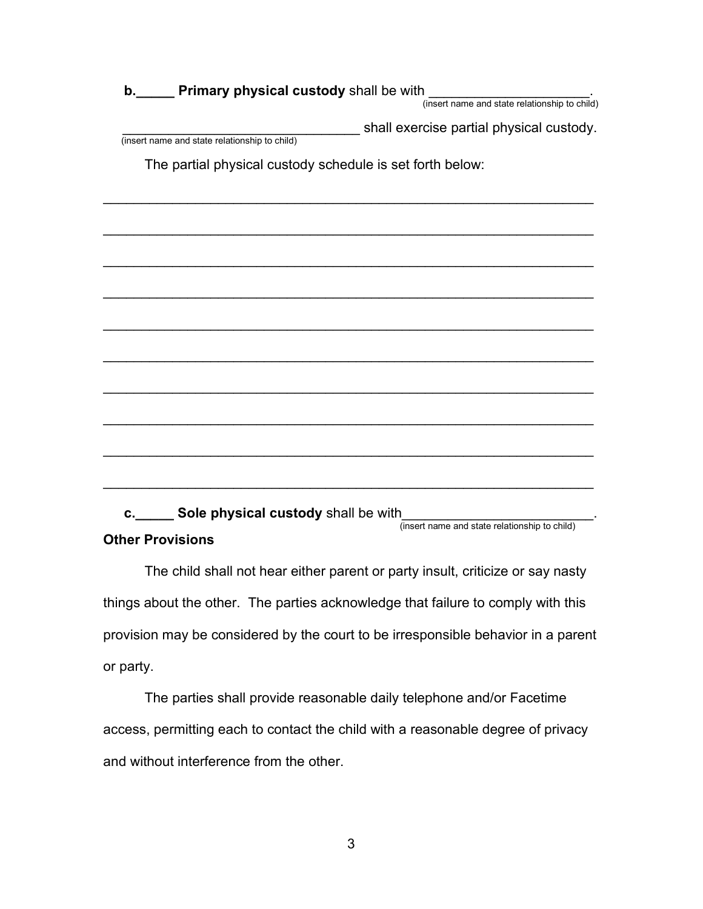**b.\_\_\_\_\_ Primary physical custody** shall be with \_\_\_\_\_\_\_\_\_\_\_\_\_\_\_\_\_\_\_\_\_\_.
(insert name and state relationship to child)

\_\_\_\_\_\_\_\_\_\_\_\_\_\_\_\_\_\_\_\_\_\_\_\_\_\_\_\_\_\_\_\_ shall exercise partial physical custody.
(insert name and state relationship to child)

The partial physical custody schedule is set forth below:

\_\_\_\_\_\_\_\_\_\_\_\_\_\_\_\_\_\_\_\_\_\_\_\_\_\_\_\_\_\_\_\_\_\_\_\_\_\_\_\_\_\_\_\_\_\_\_\_\_\_\_\_\_\_\_\_\_\_\_\_\_\_\_\_

\_\_\_\_\_\_\_\_\_\_\_\_\_\_\_\_\_\_\_\_\_\_\_\_\_\_\_\_\_\_\_\_\_\_\_\_\_\_\_\_\_\_\_\_\_\_\_\_\_\_\_\_\_\_\_\_\_\_\_\_\_\_\_\_

\_\_\_\_\_\_\_\_\_\_\_\_\_\_\_\_\_\_\_\_\_\_\_\_\_\_\_\_\_\_\_\_\_\_\_\_\_\_\_\_\_\_\_\_\_\_\_\_\_\_\_\_\_\_\_\_\_\_\_\_\_\_\_\_

\_\_\_\_\_\_\_\_\_\_\_\_\_\_\_\_\_\_\_\_\_\_\_\_\_\_\_\_\_\_\_\_\_\_\_\_\_\_\_\_\_\_\_\_\_\_\_\_\_\_\_\_\_\_\_\_\_\_\_\_\_\_\_\_

\_\_\_\_\_\_\_\_\_\_\_\_\_\_\_\_\_\_\_\_\_\_\_\_\_\_\_\_\_\_\_\_\_\_\_\_\_\_\_\_\_\_\_\_\_\_\_\_\_\_\_\_\_\_\_\_\_\_\_\_\_\_\_\_

\_\_\_\_\_\_\_\_\_\_\_\_\_\_\_\_\_\_\_\_\_\_\_\_\_\_\_\_\_\_\_\_\_\_\_\_\_\_\_\_\_\_\_\_\_\_\_\_\_\_\_\_\_\_\_\_\_\_\_\_\_\_\_\_

\_\_\_\_\_\_\_\_\_\_\_\_\_\_\_\_\_\_\_\_\_\_\_\_\_\_\_\_\_\_\_\_\_\_\_\_\_\_\_\_\_\_\_\_\_\_\_\_\_\_\_\_\_\_\_\_\_\_\_\_\_\_\_\_

\_\_\_\_\_\_\_\_\_\_\_\_\_\_\_\_\_\_\_\_\_\_\_\_\_\_\_\_\_\_\_\_\_\_\_\_\_\_\_\_\_\_\_\_\_\_\_\_\_\_\_\_\_\_\_\_\_\_\_\_\_\_\_\_

\_\_\_\_\_\_\_\_\_\_\_\_\_\_\_\_\_\_\_\_\_\_\_\_\_\_\_\_\_\_\_\_\_\_\_\_\_\_\_\_\_\_\_\_\_\_\_\_\_\_\_\_\_\_\_\_\_\_\_\_\_\_\_\_

\_\_\_\_\_\_\_\_\_\_\_\_\_\_\_\_\_\_\_\_\_\_\_\_\_\_\_\_\_\_\_\_\_\_\_\_\_\_\_\_\_\_\_\_\_\_\_\_\_\_\_\_\_\_\_\_\_\_\_\_\_\_\_\_

**c.\_\_\_\_\_ Sole physical custody** shall be with\_\_\_\_\_\_\_\_\_\_\_\_\_\_\_\_\_\_\_\_\_\_\_\_\_.
(insert name and state relationship to child)

**Other Provisions**

The child shall not hear either parent or party insult, criticize or say nasty things about the other. The parties acknowledge that failure to comply with this provision may be considered by the court to be irresponsible behavior in a parent or party.

The parties shall provide reasonable daily telephone and/or Facetime access, permitting each to contact the child with a reasonable degree of privacy and without interference from the other.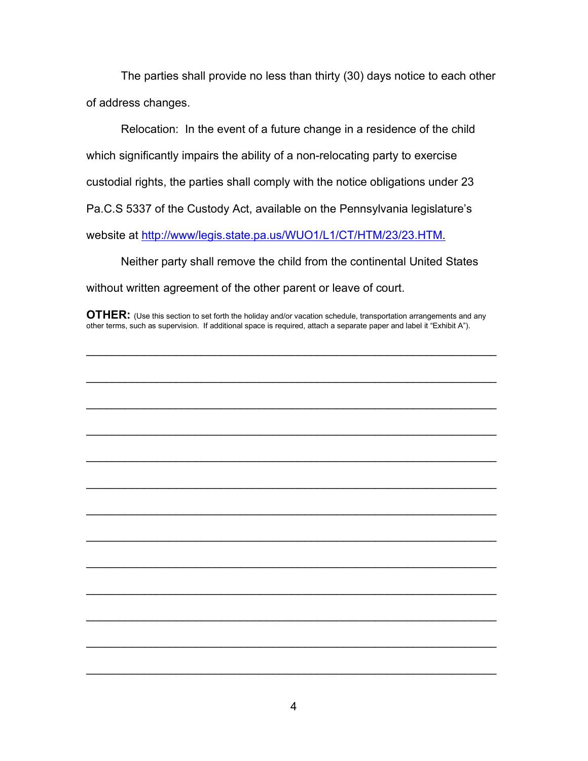The parties shall provide no less than thirty (30) days notice to each other of address changes.

Relocation: In the event of a future change in a residence of the child which significantly impairs the ability of a non-relocating party to exercise custodial rights, the parties shall comply with the notice obligations under 23 Pa.C.S 5337 of the Custody Act, available on the Pennsylvania legislature's website at http://www/legis.state.pa.us/WUO1/L1/CT/HTM/23/23.HTM.

Neither party shall remove the child from the continental United States without written agreement of the other parent or leave of court.

**OTHER:** (Use this section to set forth the holiday and/or vacation schedule, transportation arrangements and any other terms, such as supervision. If additional space is required, attach a separate paper and label it "Exhibit A").

_______________________________________________________________

_______________________________________________________________

_______________________________________________________________

_______________________________________________________________

_______________________________________________________________

_______________________________________________________________

_______________________________________________________________

_______________________________________________________________

_______________________________________________________________

_______________________________________________________________

_______________________________________________________________

_______________________________________________________________

_______________________________________________________________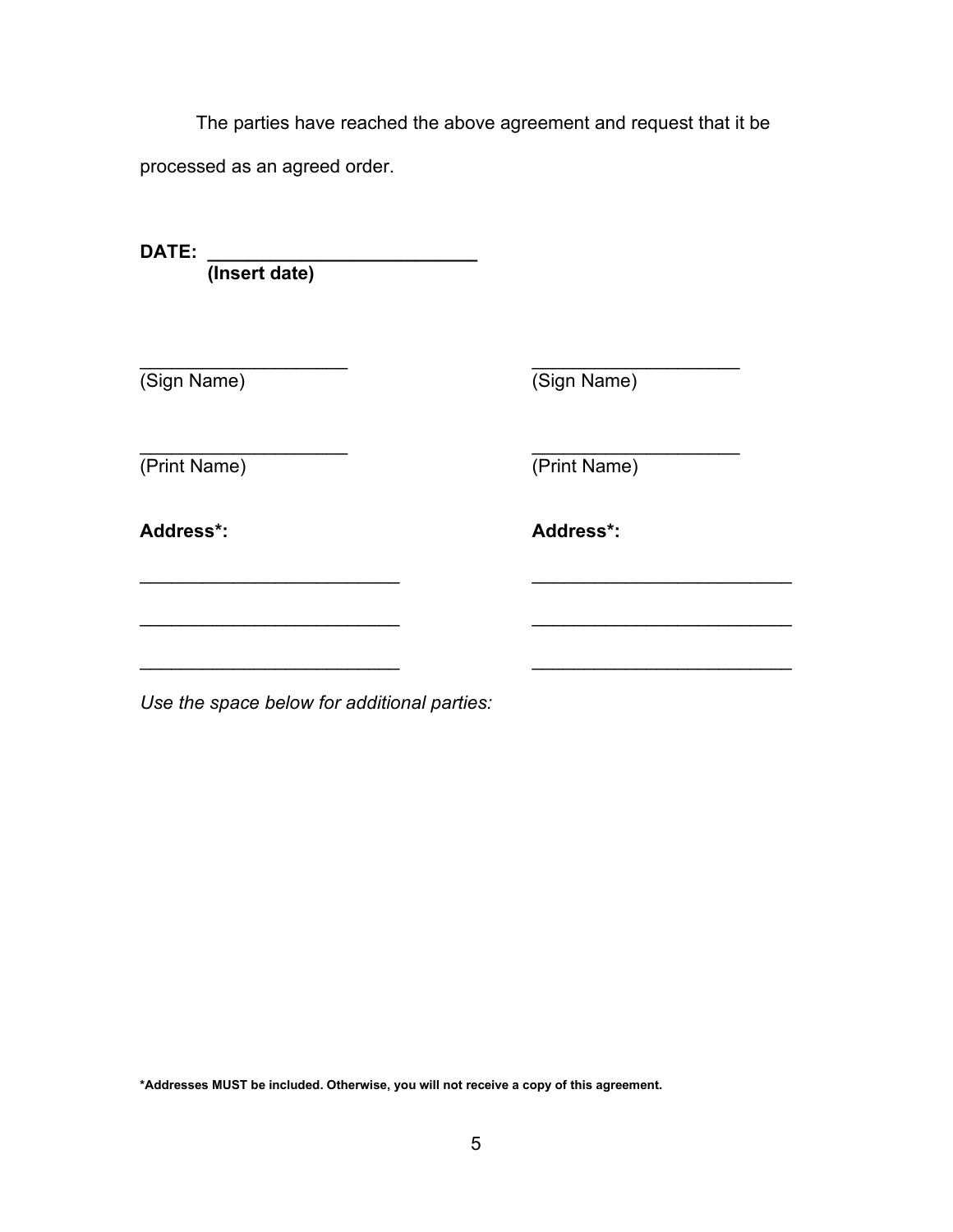The parties have reached the above agreement and request that it be processed as an agreed order.

**DATE: ________________________**
**(Insert date)**

| | |
|---|---|
| ____________________ | ____________________ |
| (Sign Name) | (Sign Name) |
| ____________________ | ____________________ |
| (Print Name) | (Print Name) |
| **Address*:** | **Address*:** |
| ________________________ | ________________________ |
| ________________________ | ________________________ |
| ________________________ | ________________________ |

*Use the space below for additional parties:*

**\*Addresses MUST be included. Otherwise, you will not receive a copy of this agreement.**